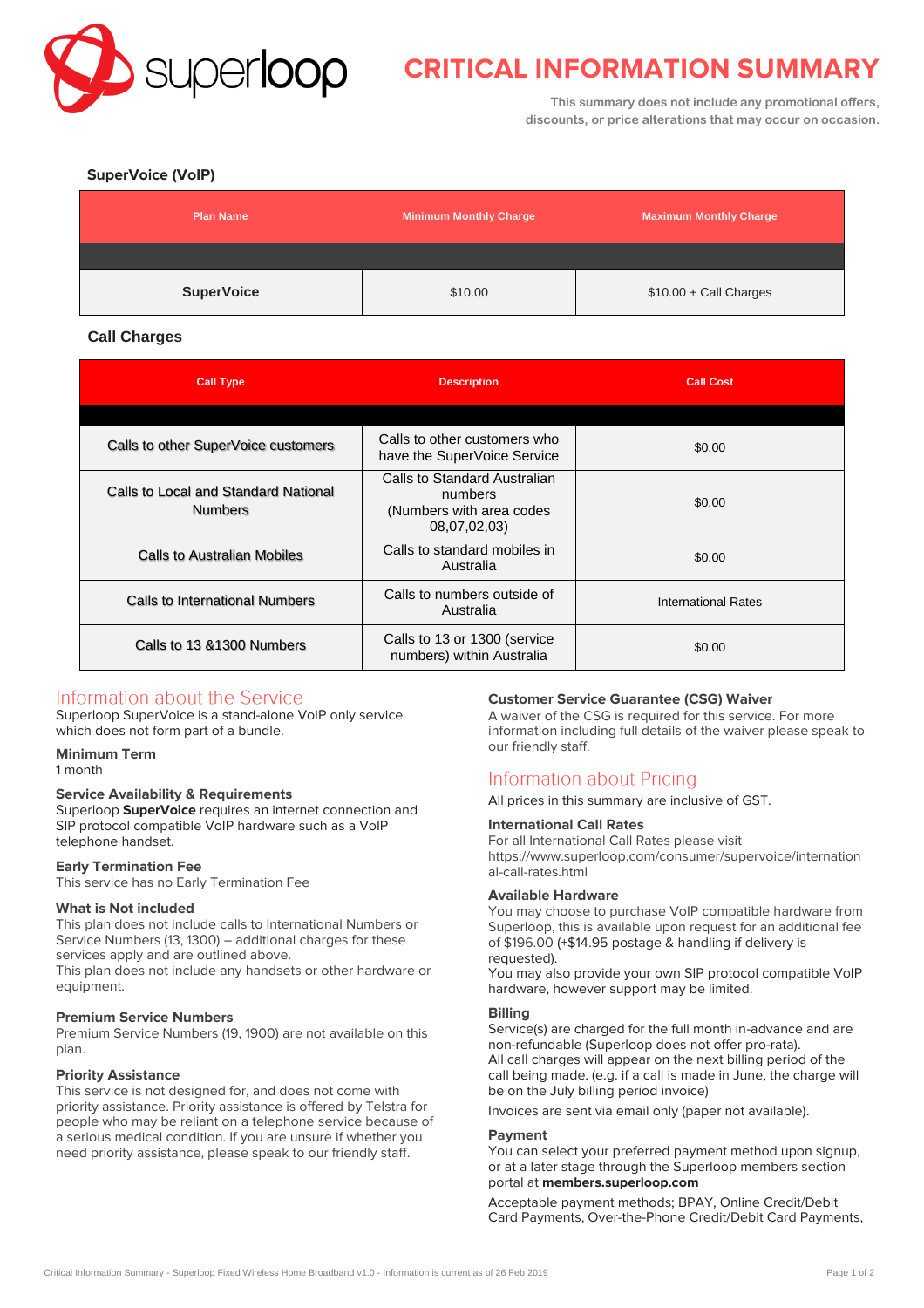superloop

# CRITICAL INFORMATION SUMMARY

This summary does not include any promotional offers, discounts, or price alterations that may occur on occasion.

### SuperVoice (VoIP)

| Plan Name | Minimum Monthly Charge | Maximum Monthly Charge |
|---|---|---|
| **SuperVoice** | $10.00 | $10.00 + Call Charges |

### Call Charges

| Call Type | Description | Call Cost |
|---|---|---|
| Calls to other SuperVoice customers | Calls to other customers who have the SuperVoice Service | $0.00 |
| Calls to Local and Standard National Numbers | Calls to Standard Australian numbers (Numbers with area codes 08,07,02,03) | $0.00 |
| Calls to Australian Mobiles | Calls to standard mobiles in Australia | $0.00 |
| Calls to International Numbers | Calls to numbers outside of Australia | International Rates |
| Calls to 13 &1300 Numbers | Calls to 13 or 1300 (service numbers) within Australia | $0.00 |

## Information about the Service

Superloop SuperVoice is a stand-alone VoIP only service which does not form part of a bundle.

**Minimum Term**
1 month

**Service Availability & Requirements**
Superloop **SuperVoice** requires an internet connection and SIP protocol compatible VoIP hardware such as a VoIP telephone handset.

**Early Termination Fee**
This service has no Early Termination Fee

**What is Not included**
This plan does not include calls to International Numbers or Service Numbers (13, 1300) – additional charges for these services apply and are outlined above.
This plan does not include any handsets or other hardware or equipment.

**Premium Service Numbers**
Premium Service Numbers (19, 1900) are not available on this plan.

**Priority Assistance**
This service is not designed for, and does not come with priority assistance. Priority assistance is offered by Telstra for people who may be reliant on a telephone service because of a serious medical condition. If you are unsure if whether you need priority assistance, please speak to our friendly staff.

**Customer Service Guarantee (CSG) Waiver**
A waiver of the CSG is required for this service. For more information including full details of the waiver please speak to our friendly staff.

## Information about Pricing

All prices in this summary are inclusive of GST.

**International Call Rates**
For all International Call Rates please visit https://www.superloop.com/consumer/supervoice/international-call-rates.html

**Available Hardware**
You may choose to purchase VoIP compatible hardware from Superloop, this is available upon request for an additional fee of $196.00 (+$14.95 postage & handling if delivery is requested).
You may also provide your own SIP protocol compatible VoIP hardware, however support may be limited.

**Billing**
Service(s) are charged for the full month in-advance and are non-refundable (Superloop does not offer pro-rata).
All call charges will appear on the next billing period of the call being made. (e.g. if a call is made in June, the charge will be on the July billing period invoice)

Invoices are sent via email only (paper not available).

**Payment**
You can select your preferred payment method upon signup, or at a later stage through the Superloop members section portal at **members.superloop.com**

Acceptable payment methods; BPAY, Online Credit/Debit Card Payments, Over-the-Phone Credit/Debit Card Payments,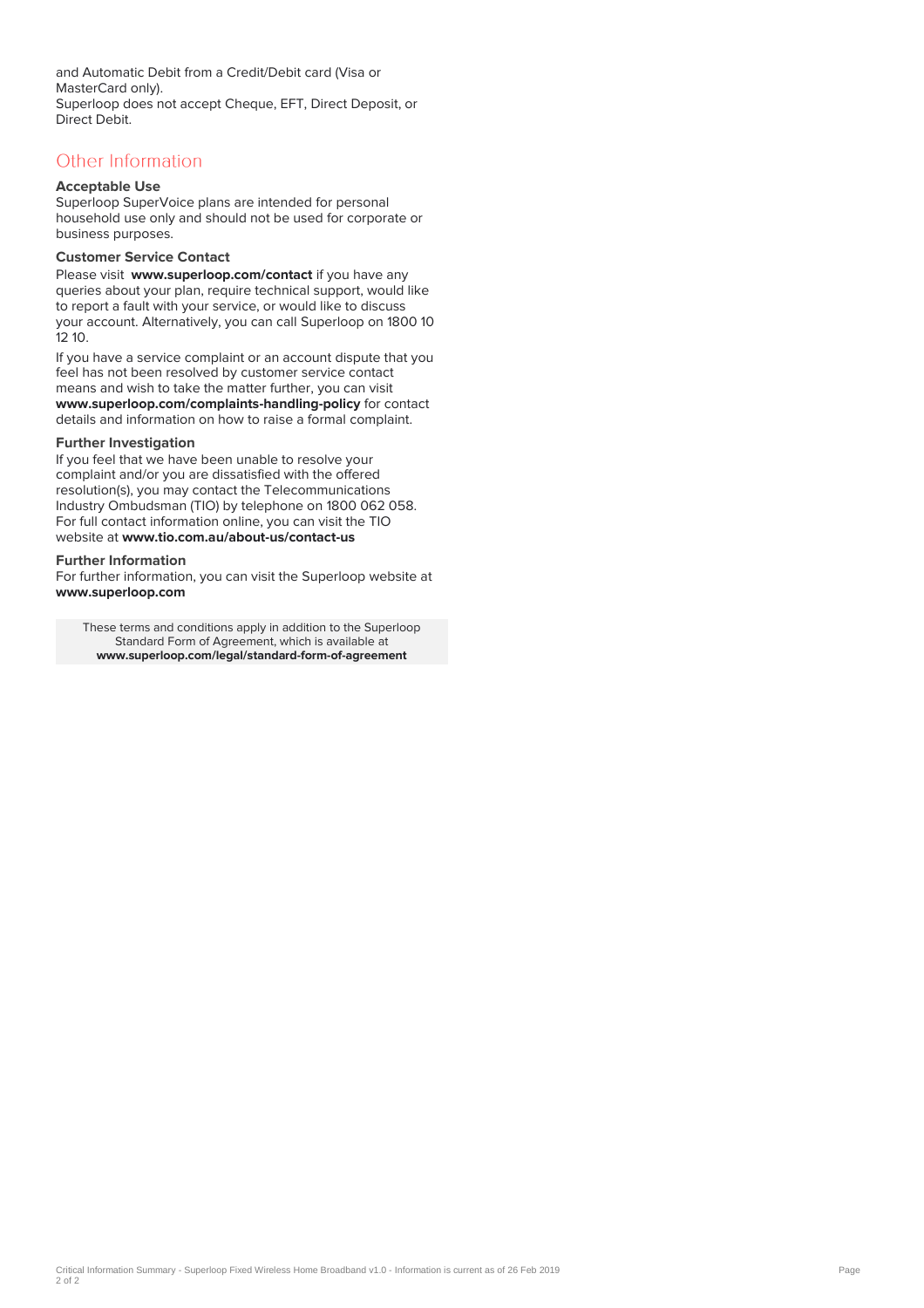and Automatic Debit from a Credit/Debit card (Visa or MasterCard only).
Superloop does not accept Cheque, EFT, Direct Deposit, or Direct Debit.

## Other Information

### Acceptable Use

Superloop SuperVoice plans are intended for personal household use only and should not be used for corporate or business purposes.

### Customer Service Contact

Please visit **www.superloop.com/contact** if you have any queries about your plan, require technical support, would like to report a fault with your service, or would like to discuss your account. Alternatively, you can call Superloop on 1800 10 12 10.

If you have a service complaint or an account dispute that you feel has not been resolved by customer service contact means and wish to take the matter further, you can visit **www.superloop.com/complaints-handling-policy** for contact details and information on how to raise a formal complaint.

### Further Investigation

If you feel that we have been unable to resolve your complaint and/or you are dissatisfied with the offered resolution(s), you may contact the Telecommunications Industry Ombudsman (TIO) by telephone on 1800 062 058. For full contact information online, you can visit the TIO website at **www.tio.com.au/about-us/contact-us**

### Further Information

For further information, you can visit the Superloop website at **www.superloop.com**

These terms and conditions apply in addition to the Superloop Standard Form of Agreement, which is available at **www.superloop.com/legal/standard-form-of-agreement**